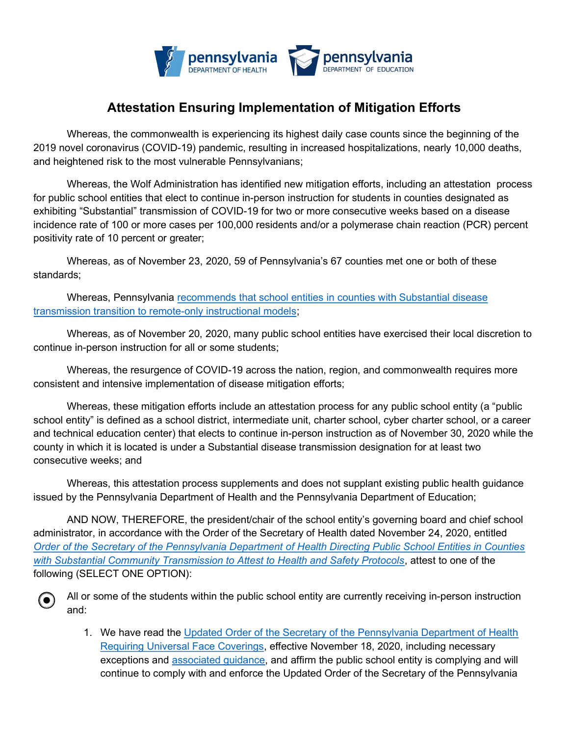pennsylvania DEPARTMENT OF HEALTH  pennsylvania DEPARTMENT OF EDUCATION

# Attestation Ensuring Implementation of Mitigation Efforts

Whereas, the commonwealth is experiencing its highest daily case counts since the beginning of the 2019 novel coronavirus (COVID-19) pandemic, resulting in increased hospitalizations, nearly 10,000 deaths, and heightened risk to the most vulnerable Pennsylvanians;

Whereas, the Wolf Administration has identified new mitigation efforts, including an attestation process for public school entities that elect to continue in-person instruction for students in counties designated as exhibiting "Substantial" transmission of COVID-19 for two or more consecutive weeks based on a disease incidence rate of 100 or more cases per 100,000 residents and/or a polymerase chain reaction (PCR) percent positivity rate of 10 percent or greater;

Whereas, as of November 23, 2020, 59 of Pennsylvania's 67 counties met one or both of these standards;

Whereas, Pennsylvania recommends that school entities in counties with Substantial disease transmission transition to remote-only instructional models;

Whereas, as of November 20, 2020, many public school entities have exercised their local discretion to continue in-person instruction for all or some students;

Whereas, the resurgence of COVID-19 across the nation, region, and commonwealth requires more consistent and intensive implementation of disease mitigation efforts;

Whereas, these mitigation efforts include an attestation process for any public school entity (a "public school entity" is defined as a school district, intermediate unit, charter school, cyber charter school, or a career and technical education center) that elects to continue in-person instruction as of November 30, 2020 while the county in which it is located is under a Substantial disease transmission designation for at least two consecutive weeks; and

Whereas, this attestation process supplements and does not supplant existing public health guidance issued by the Pennsylvania Department of Health and the Pennsylvania Department of Education;

AND NOW, THEREFORE, the president/chair of the school entity's governing board and chief school administrator, in accordance with the Order of the Secretary of Health dated November 24, 2020, entitled *Order of the Secretary of the Pennsylvania Department of Health Directing Public School Entities in Counties with Substantial Community Transmission to Attest to Health and Safety Protocols*, attest to one of the following (SELECT ONE OPTION):

(●) All or some of the students within the public school entity are currently receiving in-person instruction and:

1. We have read the Updated Order of the Secretary of the Pennsylvania Department of Health Requiring Universal Face Coverings, effective November 18, 2020, including necessary exceptions and associated guidance, and affirm the public school entity is complying and will continue to comply with and enforce the Updated Order of the Secretary of the Pennsylvania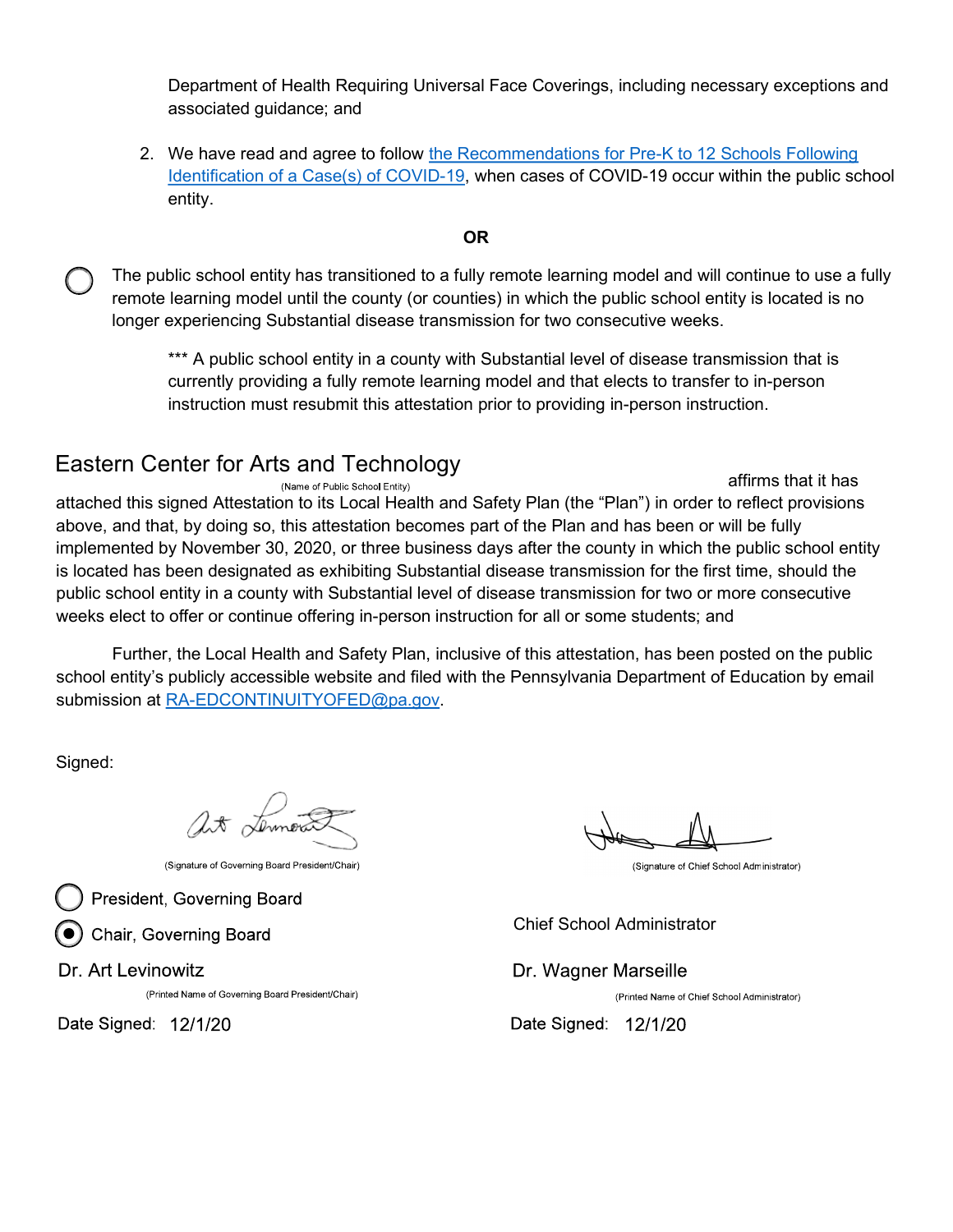Department of Health Requiring Universal Face Coverings, including necessary exceptions and associated guidance; and

2. We have read and agree to follow the Recommendations for Pre-K to 12 Schools Following Identification of a Case(s) of COVID-19, when cases of COVID-19 occur within the public school entity.

**OR**

○ The public school entity has transitioned to a fully remote learning model and will continue to use a fully remote learning model until the county (or counties) in which the public school entity is located is no longer experiencing Substantial disease transmission for two consecutive weeks.

*** A public school entity in a county with Substantial level of disease transmission that is currently providing a fully remote learning model and that elects to transfer to in-person instruction must resubmit this attestation prior to providing in-person instruction.

Eastern Center for Arts and Technology
(Name of Public School Entity)
affirms that it has attached this signed Attestation to its Local Health and Safety Plan (the "Plan") in order to reflect provisions above, and that, by doing so, this attestation becomes part of the Plan and has been or will be fully implemented by November 30, 2020, or three business days after the county in which the public school entity is located has been designated as exhibiting Substantial disease transmission for the first time, should the public school entity in a county with Substantial level of disease transmission for two or more consecutive weeks elect to offer or continue offering in-person instruction for all or some students; and

Further, the Local Health and Safety Plan, inclusive of this attestation, has been posted on the public school entity's publicly accessible website and filed with the Pennsylvania Department of Education by email submission at RA-EDCONTINUITYOFED@pa.gov.

Signed:

(Signature of Governing Board President/Chair)

○ President, Governing Board

◉ Chair, Governing Board

Dr. Art Levinowitz
(Printed Name of Governing Board President/Chair)

Date Signed: 12/1/20

(Signature of Chief School Administrator)

Chief School Administrator

Dr. Wagner Marseille
(Printed Name of Chief School Administrator)

Date Signed: 12/1/20